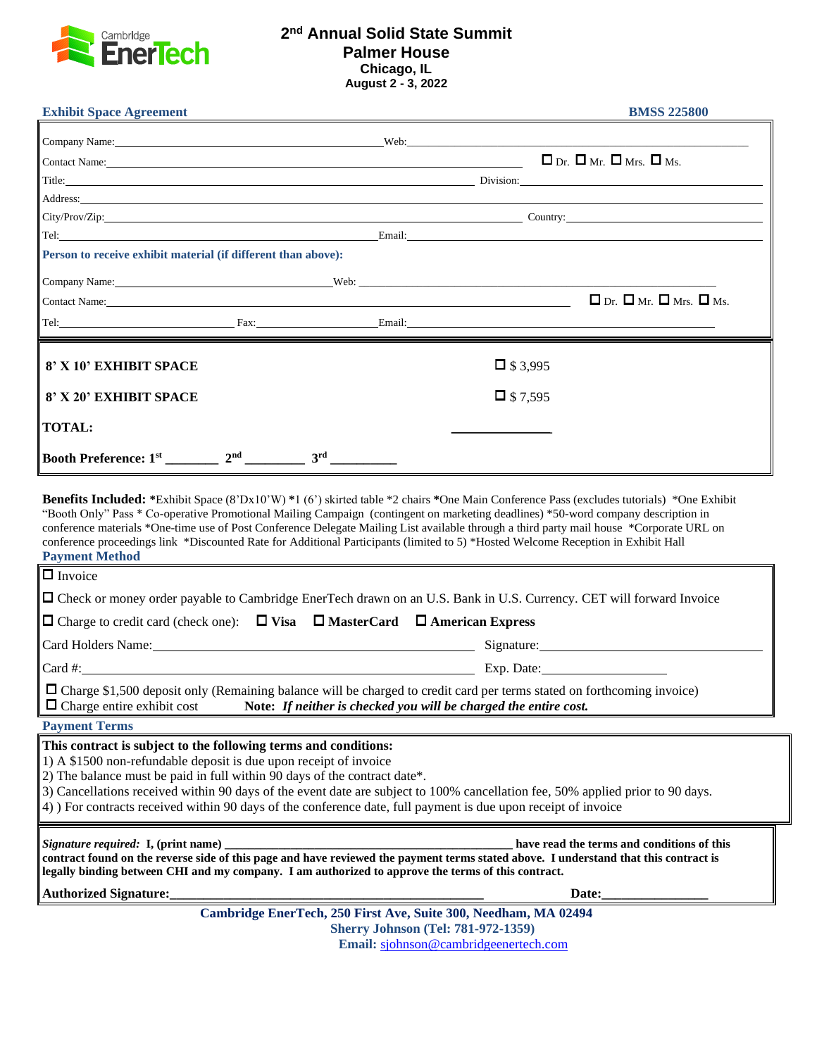Cambridge EnerTech

# 2nd Annual Solid State Summit

**Palmer House**
**Chicago, IL**
**August 2 - 3, 2022**

**Exhibit Space Agreement** **BMSS 225800**

Company Name: ____________________ Web: ____________________

Contact Name: ____________________ ☐ Dr. ☐ Mr. ☐ Mrs. ☐ Ms.

Title: ____________________ Division: ____________________

Address: ____________________

City/Prov/Zip: ____________________ Country: ____________________

Tel: ____________________ Email: ____________________

**Person to receive exhibit material (if different than above):**

Company Name: ____________________ Web: ____________________

Contact Name: ____________________ ☐ Dr. ☐ Mr. ☐ Mrs. ☐ Ms.

Tel: ____________________ Fax: ____________________ Email: ____________________

| | |
|---|---|
| **8' X 10' EXHIBIT SPACE** | ☐ $ 3,995 |
| **8' X 20' EXHIBIT SPACE** | ☐ $ 7,595 |
| **TOTAL:** | ______________ |

**Booth Preference: 1st ________ 2nd ________ 3rd ________**

**Benefits Included:** *Exhibit Space (8'Dx10'W) *1 (6') skirted table *2 chairs *One Main Conference Pass (excludes tutorials) *One Exhibit "Booth Only" Pass * Co-operative Promotional Mailing Campaign (contingent on marketing deadlines) *50-word company description in conference materials *One-time use of Post Conference Delegate Mailing List available through a third party mail house *Corporate URL on conference proceedings link *Discounted Rate for Additional Participants (limited to 5) *Hosted Welcome Reception in Exhibit Hall

**Payment Method**

☐ Invoice

☐ Check or money order payable to Cambridge EnerTech drawn on an U.S. Bank in U.S. Currency. CET will forward Invoice

☐ Charge to credit card (check one): ☐ **Visa** ☐ **MasterCard** ☐ **American Express**

Card Holders Name: ____________________ Signature: ____________________

Card #: ____________________ Exp. Date: ____________________

☐ Charge $1,500 deposit only (Remaining balance will be charged to credit card per terms stated on forthcoming invoice)
☐ Charge entire exhibit cost **Note:** ***If neither is checked you will be charged the entire cost.***

**Payment Terms**

**This contract is subject to the following terms and conditions:**

1) A $1500 non-refundable deposit is due upon receipt of invoice
2) The balance must be paid in full within 90 days of the contract date*.
3) Cancellations received within 90 days of the event date are subject to 100% cancellation fee, 50% applied prior to 90 days.
4) ) For contracts received within 90 days of the conference date, full payment is due upon receipt of invoice

***Signature required:*** **I, (print name) ____________________ have read the terms and conditions of this contract found on the reverse side of this page and have reviewed the payment terms stated above. I understand that this contract is legally binding between CHI and my company. I am authorized to approve the terms of this contract.**

**Authorized Signature:____________________** **Date:________________**

**Cambridge EnerTech, 250 First Ave, Suite 300, Needham, MA 02494**
**Sherry Johnson (Tel: 781-972-1359)**
**Email:** sjohnson@cambridgeenertech.com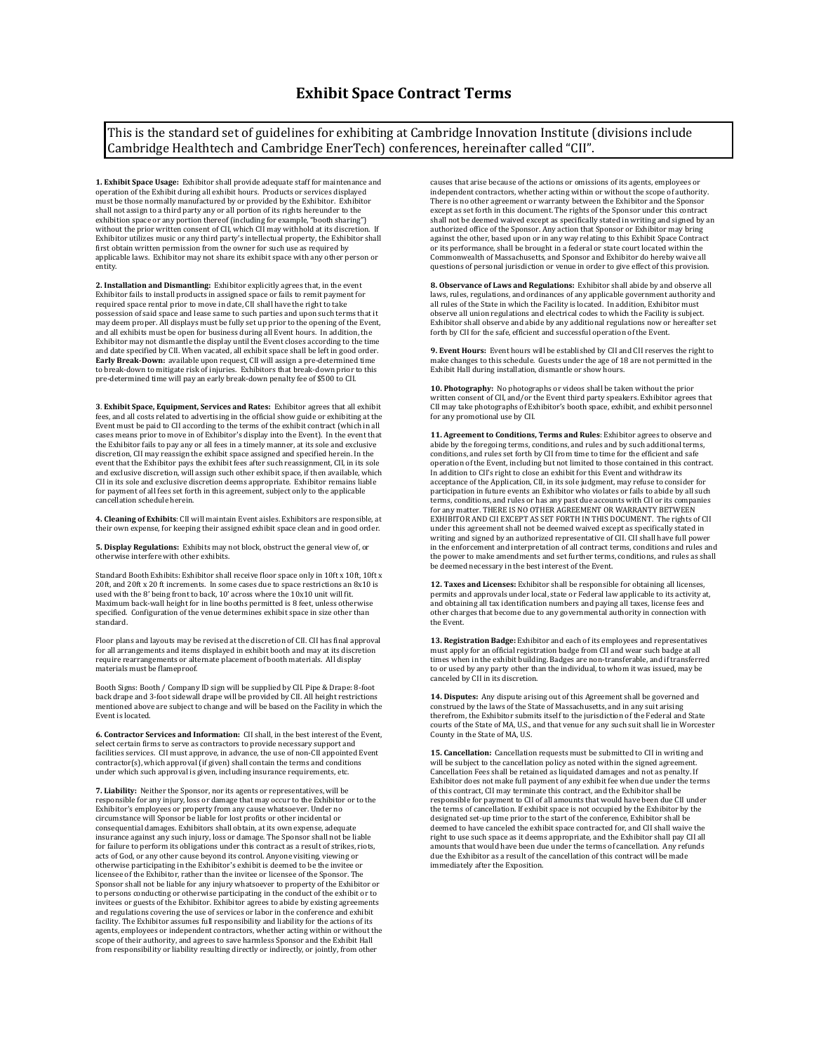# Exhibit Space Contract Terms

This is the standard set of guidelines for exhibiting at Cambridge Innovation Institute (divisions include Cambridge Healthtech and Cambridge EnerTech) conferences, hereinafter called "CII".

**1. Exhibit Space Usage:** Exhibitor shall provide adequate staff for maintenance and operation of the Exhibit during all exhibit hours. Products or services displayed must be those normally manufactured by or provided by the Exhibitor. Exhibitor shall not assign to a third party any or all portion of its rights hereunder to the exhibition space or any portion thereof (including for example, "booth sharing") without the prior written consent of CII, which CII may withhold at its discretion. If Exhibitor utilizes music or any third party's intellectual property, the Exhibitor shall first obtain written permission from the owner for such use as required by applicable laws. Exhibitor may not share its exhibit space with any other person or entity.

**2. Installation and Dismantling:** Exhibitor explicitly agrees that, in the event Exhibitor fails to install products in assigned space or fails to remit payment for required space rental prior to move in date, CII shall have the right to take possession of said space and lease same to such parties and upon such terms that it may deem proper. All displays must be fully set up prior to the opening of the Event, and all exhibits must be open for business during all Event hours. In addition, the Exhibitor may not dismantle the display until the Event closes according to the time and date specified by CII. When vacated, all exhibit space shall be left in good order. **Early Break-Down:** available upon request, CII will assign a pre-determined time to break-down to mitigate risk of injuries. Exhibitors that break-down prior to this pre-determined time will pay an early break-down penalty fee of $500 to CII.

**3**. **Exhibit Space, Equipment, Services and Rates:** Exhibitor agrees that all exhibit fees, and all costs related to advertising in the official show guide or exhibiting at the Event must be paid to CII according to the terms of the exhibit contract (which in all cases means prior to move in of Exhibitor's display into the Event). In the event that the Exhibitor fails to pay any or all fees in a timely manner, at its sole and exclusive discretion, CII may reassign the exhibit space assigned and specified herein. In the event that the Exhibitor pays the exhibit fees after such reassignment, CII, in its sole and exclusive discretion, will assign such other exhibit space, if then available, which CII in its sole and exclusive discretion deems appropriate. Exhibitor remains liable for payment of all fees set forth in this agreement, subject only to the applicable cancellation schedule herein.

**4. Cleaning of Exhibits**: CII will maintain Event aisles. Exhibitors are responsible, at their own expense, for keeping their assigned exhibit space clean and in good order.

**5. Display Regulations:** Exhibits may not block, obstruct the general view of, or otherwise interfere with other exhibits.

Standard Booth Exhibits: Exhibitor shall receive floor space only in 10ft x 10ft, 10ft x 20ft, and 20ft x 20 ft increments. In some cases due to space restrictions an 8x10 is used with the 8' being front to back, 10' across where the 10x10 unit will fit. Maximum back-wall height for in line booths permitted is 8 feet, unless otherwise specified. Configuration of the venue determines exhibit space in size other than standard.

Floor plans and layouts may be revised at the discretion of CII. CII has final approval for all arrangements and items displayed in exhibit booth and may at its discretion require rearrangements or alternate placement of booth materials. All display materials must be flameproof.

Booth Signs: Booth / Company ID sign will be supplied by CII. Pipe & Drape: 8-foot back drape and 3-foot sidewall drape will be provided by CII. All height restrictions mentioned above are subject to change and will be based on the Facility in which the Event is located.

**6. Contractor Services and Information:** CII shall, in the best interest of the Event, select certain firms to serve as contractors to provide necessary support and facilities services. CII must approve, in advance, the use of non-CII appointed Event contractor(s), which approval (if given) shall contain the terms and conditions under which such approval is given, including insurance requirements, etc.

**7. Liability:** Neither the Sponsor, nor its agents or representatives, will be responsible for any injury, loss or damage that may occur to the Exhibitor or to the Exhibitor's employees or property from any cause whatsoever. Under no circumstance will Sponsor be liable for lost profits or other incidental or consequential damages. Exhibitors shall obtain, at its own expense, adequate insurance against any such injury, loss or damage. The Sponsor shall not be liable for failure to perform its obligations under this contract as a result of strikes, riots, acts of God, or any other cause beyond its control. Anyone visiting, viewing or otherwise participating in the Exhibitor's exhibit is deemed to be the invitee or licensee of the Exhibitor, rather than the invitee or licensee of the Sponsor. The Sponsor shall not be liable for any injury whatsoever to property of the Exhibitor or to persons conducting or otherwise participating in the conduct of the exhibit or to invitees or guests of the Exhibitor. Exhibitor agrees to abide by existing agreements and regulations covering the use of services or labor in the conference and exhibit facility. The Exhibitor assumes full responsibility and liability for the actions of its agents, employees or independent contractors, whether acting within or without the scope of their authority, and agrees to save harmless Sponsor and the Exhibit Hall from responsibility or liability resulting directly or indirectly, or jointly, from other causes that arise because of the actions or omissions of its agents, employees or independent contractors, whether acting within or without the scope of authority. There is no other agreement or warranty between the Exhibitor and the Sponsor except as set forth in this document. The rights of the Sponsor under this contract shall not be deemed waived except as specifically stated in writing and signed by an authorized office of the Sponsor. Any action that Sponsor or Exhibitor may bring against the other, based upon or in any way relating to this Exhibit Space Contract or its performance, shall be brought in a federal or state court located within the Commonwealth of Massachusetts, and Sponsor and Exhibitor do hereby waive all questions of personal jurisdiction or venue in order to give effect of this provision.

**8. Observance of Laws and Regulations:** Exhibitor shall abide by and observe all laws, rules, regulations, and ordinances of any applicable government authority and all rules of the State in which the Facility is located. In addition, Exhibitor must observe all union regulations and electrical codes to which the Facility is subject. Exhibitor shall observe and abide by any additional regulations now or hereafter set forth by CII for the safe, efficient and successful operation of the Event.

**9. Event Hours:** Event hours will be established by CII and CII reserves the right to make changes to this schedule. Guests under the age of 18 are not permitted in the Exhibit Hall during installation, dismantle or show hours.

**10. Photography:** No photographs or videos shall be taken without the prior written consent of CII, and/or the Event third party speakers. Exhibitor agrees that CII may take photographs of Exhibitor's booth space, exhibit, and exhibit personnel for any promotional use by CII.

**11. Agreement to Conditions, Terms and Rules**: Exhibitor agrees to observe and abide by the foregoing terms, conditions, and rules and by such additional terms, conditions, and rules set forth by CII from time to time for the efficient and safe operation of the Event, including but not limited to those contained in this contract. In addition to CII's right to close an exhibit for this Event and withdraw its acceptance of the Application, CII, in its sole judgment, may refuse to consider for participation in future events an Exhibitor who violates or fails to abide by all such terms, conditions, and rules or has any past due accounts with CII or its companies for any matter. THERE IS NO OTHER AGREEMENT OR WARRANTY BETWEEN EXHIBITOR AND CII EXCEPT AS SET FORTH IN THIS DOCUMENT. The rights of CII under this agreement shall not be deemed waived except as specifically stated in writing and signed by an authorized representative of CII. CII shall have full power in the enforcement and interpretation of all contract terms, conditions and rules and the power to make amendments and set further terms, conditions, and rules as shall be deemed necessary in the best interest of the Event.

**12. Taxes and Licenses:** Exhibitor shall be responsible for obtaining all licenses, permits and approvals under local, state or Federal law applicable to its activity at, and obtaining all tax identification numbers and paying all taxes, license fees and other charges that become due to any governmental authority in connection with the Event.

**13. Registration Badge:** Exhibitor and each of its employees and representatives must apply for an official registration badge from CII and wear such badge at all times when in the exhibit building. Badges are non-transferable, and if transferred to or used by any party other than the individual, to whom it was issued, may be canceled by CII in its discretion.

**14. Disputes:** Any dispute arising out of this Agreement shall be governed and construed by the laws of the State of Massachusetts, and in any suit arising therefrom, the Exhibitor submits itself to the jurisdiction of the Federal and State courts of the State of MA, U.S., and that venue for any such suit shall lie in Worcester County in the State of MA, U.S.

**15. Cancellation:** Cancellation requests must be submitted to CII in writing and will be subject to the cancellation policy as noted within the signed agreement. Cancellation Fees shall be retained as liquidated damages and not as penalty. If Exhibitor does not make full payment of any exhibit fee when due under the terms of this contract, CII may terminate this contract, and the Exhibitor shall be responsible for payment to CII of all amounts that would have been due CII under the terms of cancellation. If exhibit space is not occupied by the Exhibitor by the designated set-up time prior to the start of the conference, Exhibitor shall be deemed to have canceled the exhibit space contracted for, and CII shall waive the right to use such space as it deems appropriate, and the Exhibitor shall pay CII all amounts that would have been due under the terms of cancellation. Any refunds due the Exhibitor as a result of the cancellation of this contract will be made immediately after the Exposition.